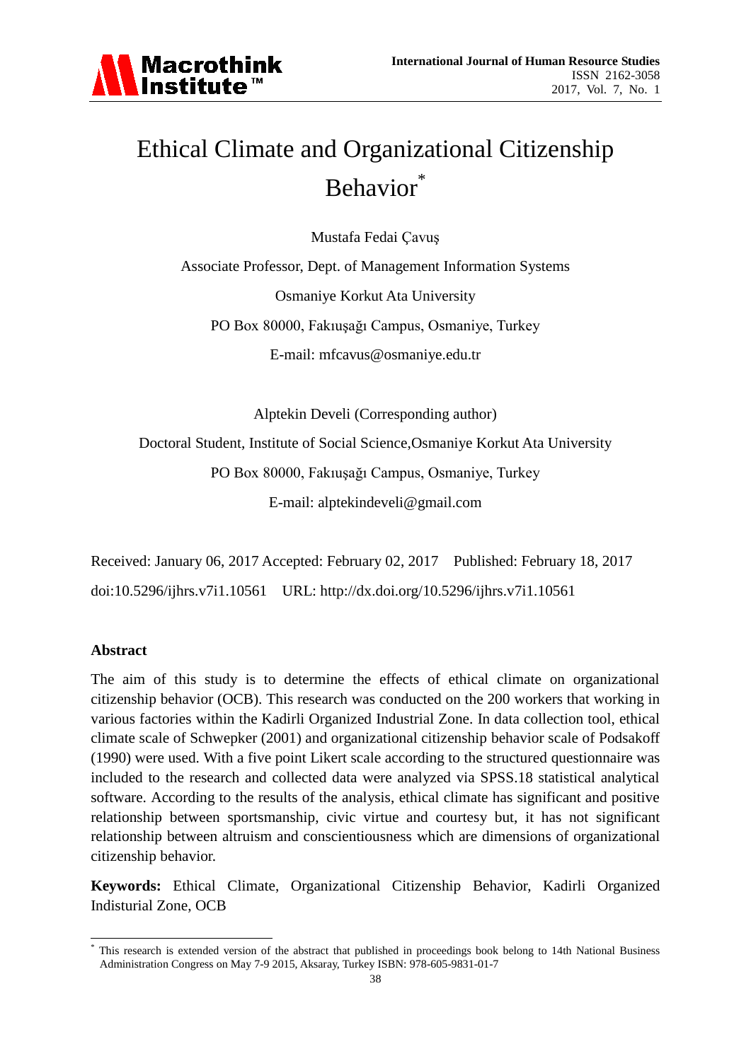# Ethical Climate and Organizational Citizenship Behavior[*]

Mustafa Fedai Çavuş

Associate Professor, Dept. of Management Information Systems

Osmaniye Korkut Ata University

PO Box 80000, Fakıuşağı Campus, Osmaniye, Turkey

E-mail: mfcavus@osmaniye.edu.tr

Alptekin Develi (Corresponding author)

Doctoral Student, Institute of Social Science,Osmaniye Korkut Ata University

PO Box 80000, Fakıuşağı Campus, Osmaniye, Turkey

E-mail: alptekindeveli@gmail.com

Received: January 06, 2017 Accepted: February 02, 2017 Published: February 18, 2017

doi:10.5296/ijhrs.v7i1.10561 URL: http://dx.doi.org/10.5296/ijhrs.v7i1.10561

## Abstract

The aim of this study is to determine the effects of ethical climate on organizational citizenship behavior (OCB). This research was conducted on the 200 workers that working in various factories within the Kadirli Organized Industrial Zone. In data collection tool, ethical climate scale of Schwepker (2001) and organizational citizenship behavior scale of Podsakoff (1990) were used. With a five point Likert scale according to the structured questionnaire was included to the research and collected data were analyzed via SPSS.18 statistical analytical software. According to the results of the analysis, ethical climate has significant and positive relationship between sportsmanship, civic virtue and courtesy but, it has not significant relationship between altruism and conscientiousness which are dimensions of organizational citizenship behavior.

**Keywords:** Ethical Climate, Organizational Citizenship Behavior, Kadirli Organized Indisturial Zone, OCB

---

[*] This research is extended version of the abstract that published in proceedings book belong to 14th National Business Administration Congress on May 7-9 2015, Aksaray, Turkey ISBN: 978-605-9831-01-7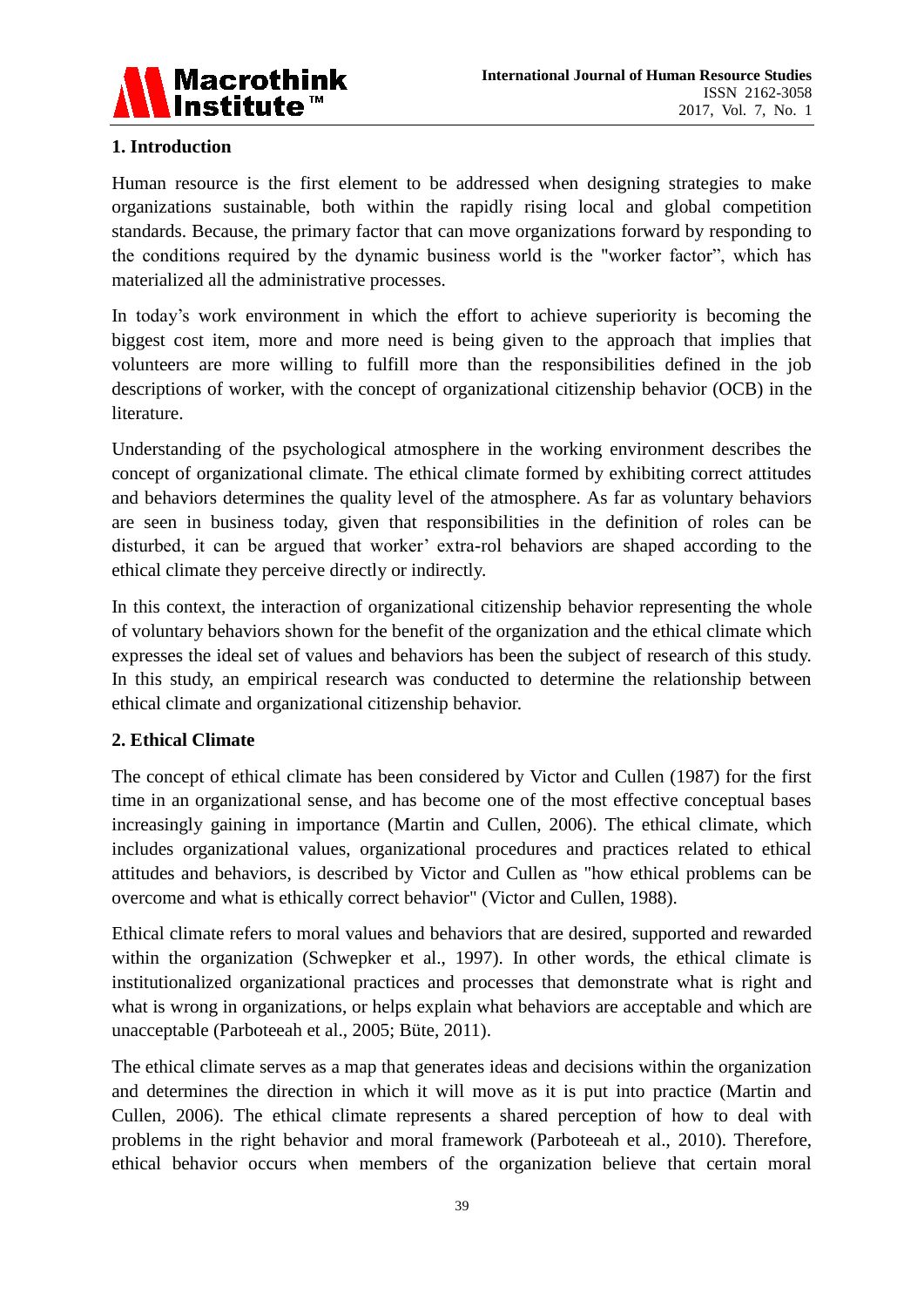## 1. Introduction

Human resource is the first element to be addressed when designing strategies to make organizations sustainable, both within the rapidly rising local and global competition standards. Because, the primary factor that can move organizations forward by responding to the conditions required by the dynamic business world is the "worker factor", which has materialized all the administrative processes.

In today's work environment in which the effort to achieve superiority is becoming the biggest cost item, more and more need is being given to the approach that implies that volunteers are more willing to fulfill more than the responsibilities defined in the job descriptions of worker, with the concept of organizational citizenship behavior (OCB) in the literature.

Understanding of the psychological atmosphere in the working environment describes the concept of organizational climate. The ethical climate formed by exhibiting correct attitudes and behaviors determines the quality level of the atmosphere. As far as voluntary behaviors are seen in business today, given that responsibilities in the definition of roles can be disturbed, it can be argued that worker' extra-rol behaviors are shaped according to the ethical climate they perceive directly or indirectly.

In this context, the interaction of organizational citizenship behavior representing the whole of voluntary behaviors shown for the benefit of the organization and the ethical climate which expresses the ideal set of values and behaviors has been the subject of research of this study. In this study, an empirical research was conducted to determine the relationship between ethical climate and organizational citizenship behavior.

## 2. Ethical Climate

The concept of ethical climate has been considered by Victor and Cullen (1987) for the first time in an organizational sense, and has become one of the most effective conceptual bases increasingly gaining in importance (Martin and Cullen, 2006). The ethical climate, which includes organizational values, organizational procedures and practices related to ethical attitudes and behaviors, is described by Victor and Cullen as "how ethical problems can be overcome and what is ethically correct behavior" (Victor and Cullen, 1988).

Ethical climate refers to moral values and behaviors that are desired, supported and rewarded within the organization (Schwepker et al., 1997). In other words, the ethical climate is institutionalized organizational practices and processes that demonstrate what is right and what is wrong in organizations, or helps explain what behaviors are acceptable and which are unacceptable (Parboteeah et al., 2005; Büte, 2011).

The ethical climate serves as a map that generates ideas and decisions within the organization and determines the direction in which it will move as it is put into practice (Martin and Cullen, 2006). The ethical climate represents a shared perception of how to deal with problems in the right behavior and moral framework (Parboteeah et al., 2010). Therefore, ethical behavior occurs when members of the organization believe that certain moral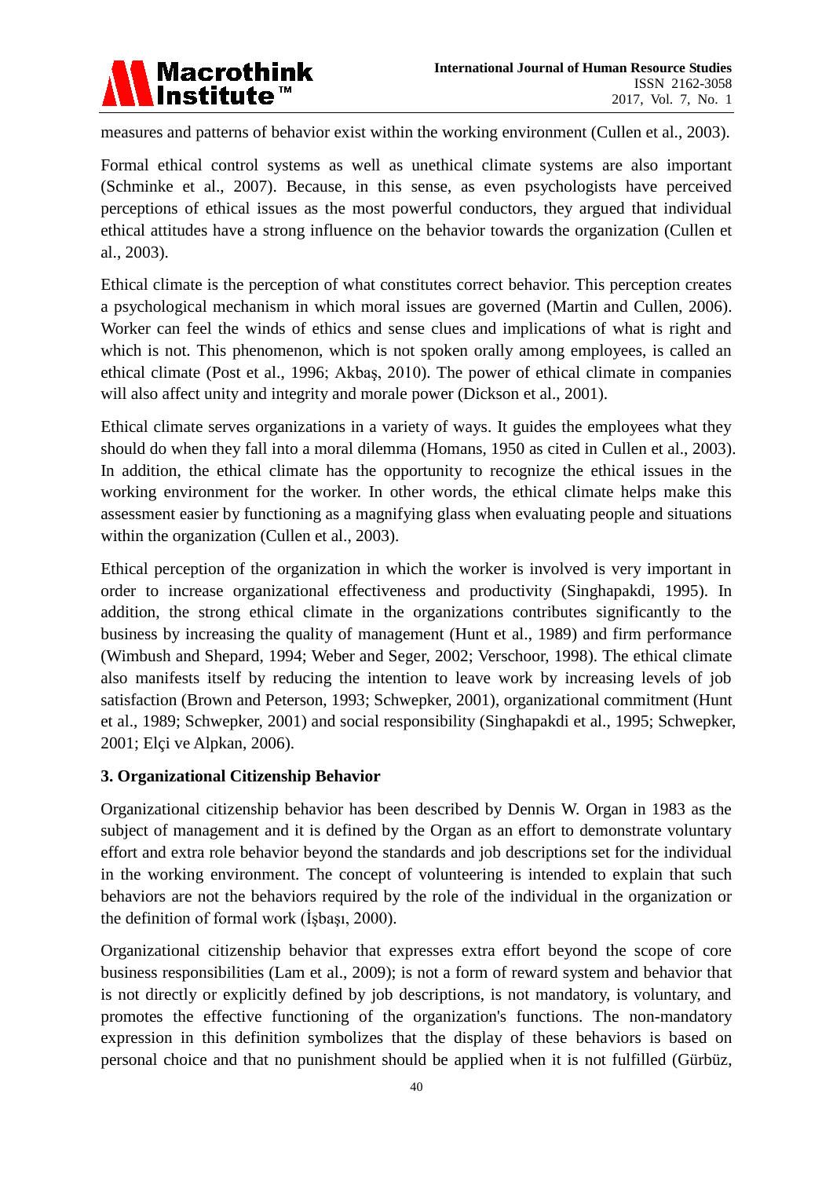measures and patterns of behavior exist within the working environment (Cullen et al., 2003).

Formal ethical control systems as well as unethical climate systems are also important (Schminke et al., 2007). Because, in this sense, as even psychologists have perceived perceptions of ethical issues as the most powerful conductors, they argued that individual ethical attitudes have a strong influence on the behavior towards the organization (Cullen et al., 2003).

Ethical climate is the perception of what constitutes correct behavior. This perception creates a psychological mechanism in which moral issues are governed (Martin and Cullen, 2006). Worker can feel the winds of ethics and sense clues and implications of what is right and which is not. This phenomenon, which is not spoken orally among employees, is called an ethical climate (Post et al., 1996; Akbaş, 2010). The power of ethical climate in companies will also affect unity and integrity and morale power (Dickson et al., 2001).

Ethical climate serves organizations in a variety of ways. It guides the employees what they should do when they fall into a moral dilemma (Homans, 1950 as cited in Cullen et al., 2003). In addition, the ethical climate has the opportunity to recognize the ethical issues in the working environment for the worker. In other words, the ethical climate helps make this assessment easier by functioning as a magnifying glass when evaluating people and situations within the organization (Cullen et al., 2003).

Ethical perception of the organization in which the worker is involved is very important in order to increase organizational effectiveness and productivity (Singhapakdi, 1995). In addition, the strong ethical climate in the organizations contributes significantly to the business by increasing the quality of management (Hunt et al., 1989) and firm performance (Wimbush and Shepard, 1994; Weber and Seger, 2002; Verschoor, 1998). The ethical climate also manifests itself by reducing the intention to leave work by increasing levels of job satisfaction (Brown and Peterson, 1993; Schwepker, 2001), organizational commitment (Hunt et al., 1989; Schwepker, 2001) and social responsibility (Singhapakdi et al., 1995; Schwepker, 2001; Elçi ve Alpkan, 2006).

## 3. Organizational Citizenship Behavior

Organizational citizenship behavior has been described by Dennis W. Organ in 1983 as the subject of management and it is defined by the Organ as an effort to demonstrate voluntary effort and extra role behavior beyond the standards and job descriptions set for the individual in the working environment. The concept of volunteering is intended to explain that such behaviors are not the behaviors required by the role of the individual in the organization or the definition of formal work (İşbaşı, 2000).

Organizational citizenship behavior that expresses extra effort beyond the scope of core business responsibilities (Lam et al., 2009); is not a form of reward system and behavior that is not directly or explicitly defined by job descriptions, is not mandatory, is voluntary, and promotes the effective functioning of the organization's functions. The non-mandatory expression in this definition symbolizes that the display of these behaviors is based on personal choice and that no punishment should be applied when it is not fulfilled (Gürbüz,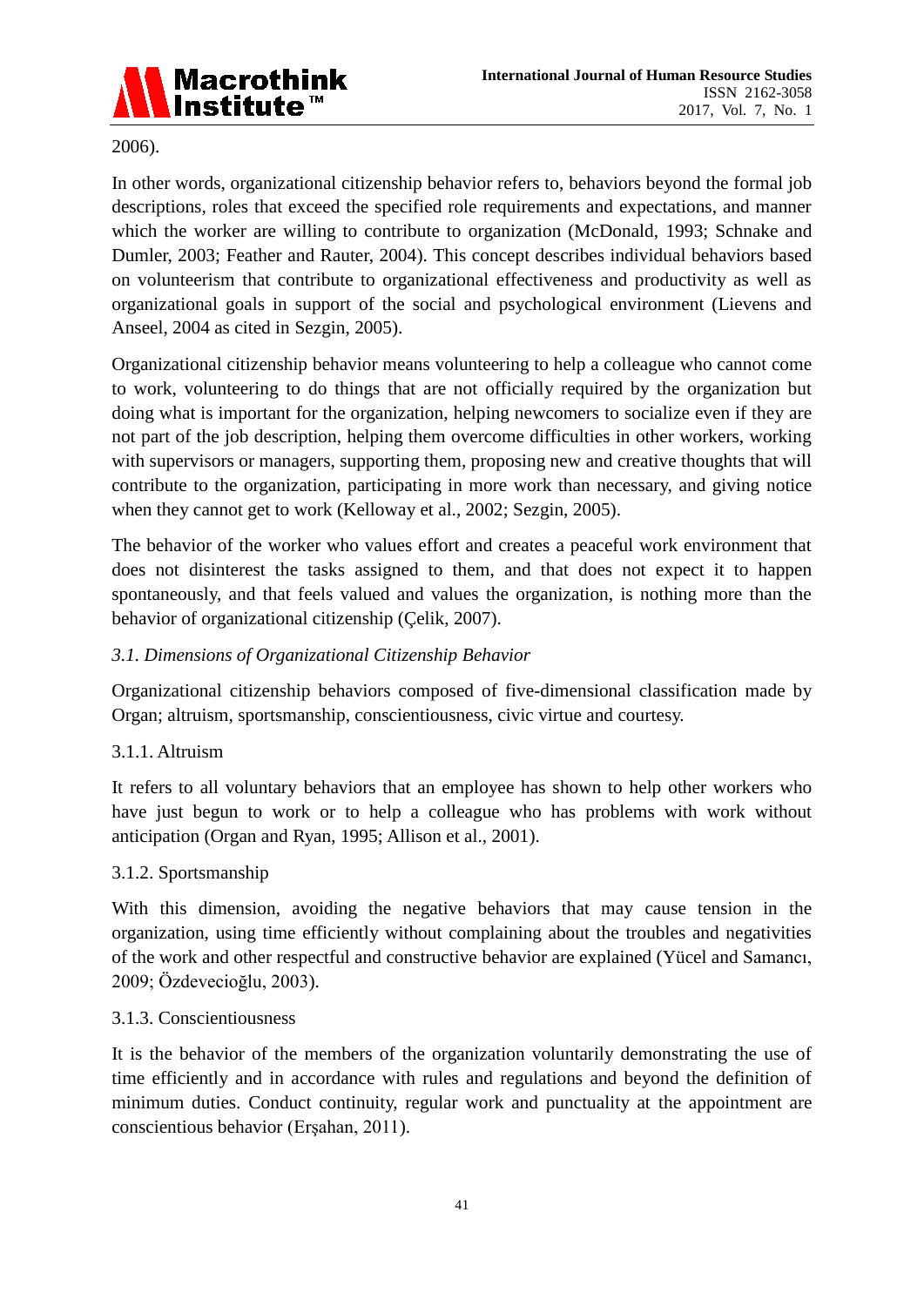2006).

In other words, organizational citizenship behavior refers to, behaviors beyond the formal job descriptions, roles that exceed the specified role requirements and expectations, and manner which the worker are willing to contribute to organization (McDonald, 1993; Schnake and Dumler, 2003; Feather and Rauter, 2004). This concept describes individual behaviors based on volunteerism that contribute to organizational effectiveness and productivity as well as organizational goals in support of the social and psychological environment (Lievens and Anseel, 2004 as cited in Sezgin, 2005).

Organizational citizenship behavior means volunteering to help a colleague who cannot come to work, volunteering to do things that are not officially required by the organization but doing what is important for the organization, helping newcomers to socialize even if they are not part of the job description, helping them overcome difficulties in other workers, working with supervisors or managers, supporting them, proposing new and creative thoughts that will contribute to the organization, participating in more work than necessary, and giving notice when they cannot get to work (Kelloway et al., 2002; Sezgin, 2005).

The behavior of the worker who values effort and creates a peaceful work environment that does not disinterest the tasks assigned to them, and that does not expect it to happen spontaneously, and that feels valued and values the organization, is nothing more than the behavior of organizational citizenship (Çelik, 2007).

### *3.1. Dimensions of Organizational Citizenship Behavior*

Organizational citizenship behaviors composed of five-dimensional classification made by Organ; altruism, sportsmanship, conscientiousness, civic virtue and courtesy.

#### 3.1.1. Altruism

It refers to all voluntary behaviors that an employee has shown to help other workers who have just begun to work or to help a colleague who has problems with work without anticipation (Organ and Ryan, 1995; Allison et al., 2001).

#### 3.1.2. Sportsmanship

With this dimension, avoiding the negative behaviors that may cause tension in the organization, using time efficiently without complaining about the troubles and negativities of the work and other respectful and constructive behavior are explained (Yücel and Samancı, 2009; Özdevecioğlu, 2003).

#### 3.1.3. Conscientiousness

It is the behavior of the members of the organization voluntarily demonstrating the use of time efficiently and in accordance with rules and regulations and beyond the definition of minimum duties. Conduct continuity, regular work and punctuality at the appointment are conscientious behavior (Erşahan, 2011).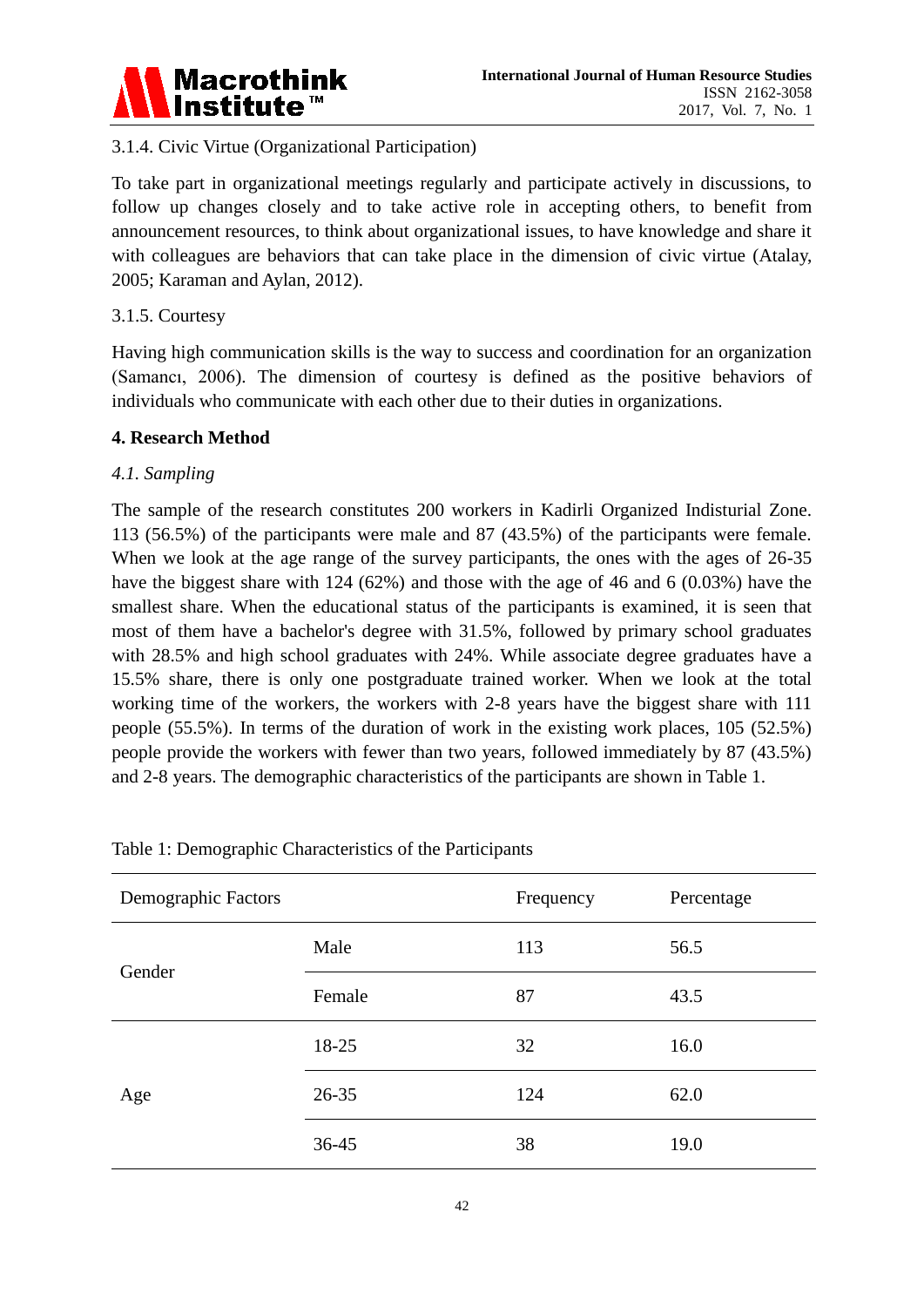3.1.4. Civic Virtue (Organizational Participation)

To take part in organizational meetings regularly and participate actively in discussions, to follow up changes closely and to take active role in accepting others, to benefit from announcement resources, to think about organizational issues, to have knowledge and share it with colleagues are behaviors that can take place in the dimension of civic virtue (Atalay, 2005; Karaman and Aylan, 2012).

3.1.5. Courtesy

Having high communication skills is the way to success and coordination for an organization (Samancı, 2006). The dimension of courtesy is defined as the positive behaviors of individuals who communicate with each other due to their duties in organizations.

## 4. Research Method

### *4.1. Sampling*

The sample of the research constitutes 200 workers in Kadirli Organized Indisturial Zone. 113 (56.5%) of the participants were male and 87 (43.5%) of the participants were female. When we look at the age range of the survey participants, the ones with the ages of 26-35 have the biggest share with 124 (62%) and those with the age of 46 and 6 (0.03%) have the smallest share. When the educational status of the participants is examined, it is seen that most of them have a bachelor's degree with 31.5%, followed by primary school graduates with 28.5% and high school graduates with 24%. While associate degree graduates have a 15.5% share, there is only one postgraduate trained worker. When we look at the total working time of the workers, the workers with 2-8 years have the biggest share with 111 people (55.5%). In terms of the duration of work in the existing work places, 105 (52.5%) people provide the workers with fewer than two years, followed immediately by 87 (43.5%) and 2-8 years. The demographic characteristics of the participants are shown in Table 1.

Table 1: Demographic Characteristics of the Participants

| Demographic Factors | | Frequency | Percentage |
|---|---|---|---|
| Gender | Male | 113 | 56.5 |
| | Female | 87 | 43.5 |
| Age | 18-25 | 32 | 16.0 |
| | 26-35 | 124 | 62.0 |
| | 36-45 | 38 | 19.0 |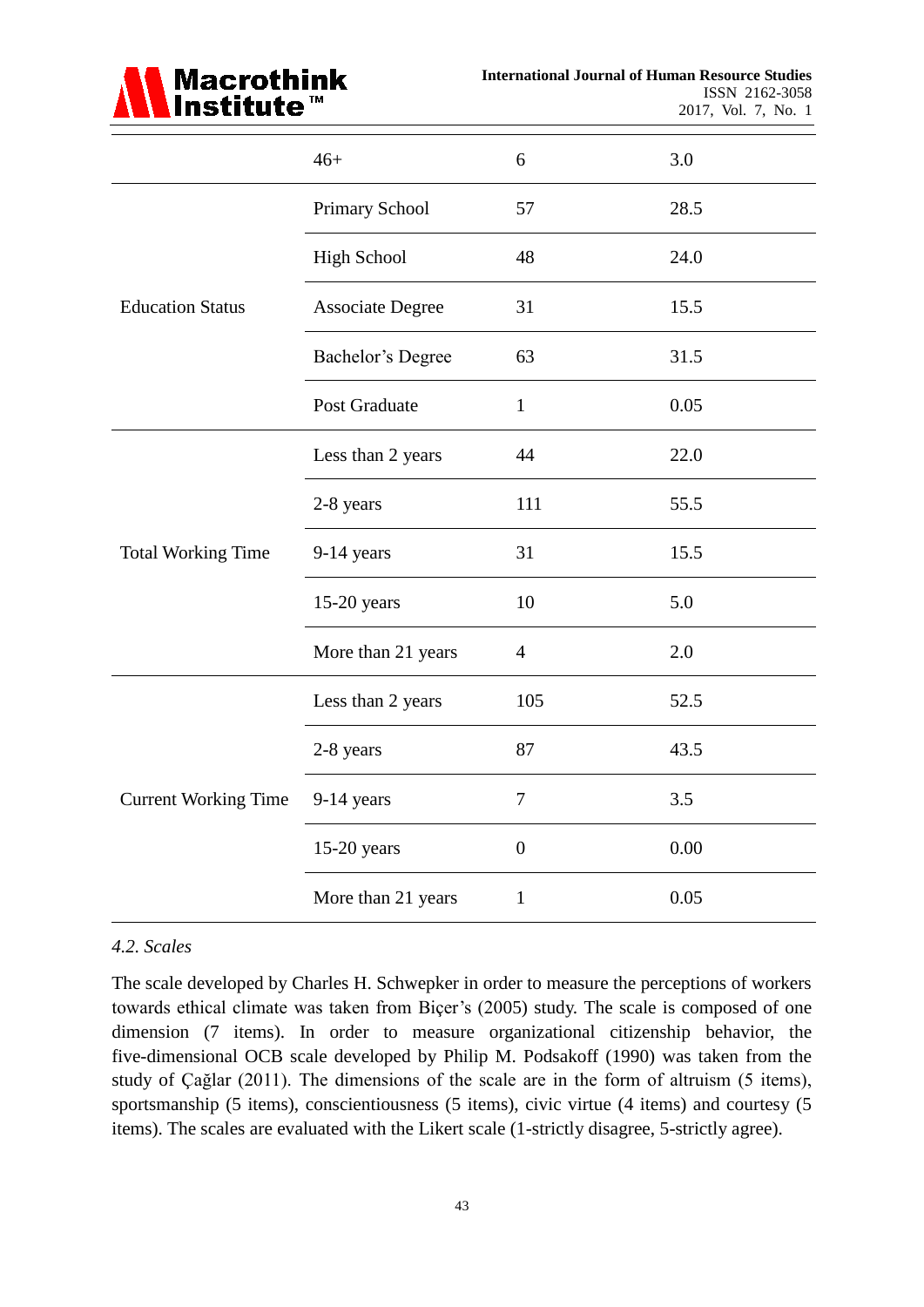|  |  |  |  |
|---|---|---|---|
|  | 46+ | 6 | 3.0 |
| Education Status | Primary School | 57 | 28.5 |
|  | High School | 48 | 24.0 |
|  | Associate Degree | 31 | 15.5 |
|  | Bachelor’s Degree | 63 | 31.5 |
|  | Post Graduate | 1 | 0.05 |
| Total Working Time | Less than 2 years | 44 | 22.0 |
|  | 2-8 years | 111 | 55.5 |
|  | 9-14 years | 31 | 15.5 |
|  | 15-20 years | 10 | 5.0 |
|  | More than 21 years | 4 | 2.0 |
| Current Working Time | Less than 2 years | 105 | 52.5 |
|  | 2-8 years | 87 | 43.5 |
|  | 9-14 years | 7 | 3.5 |
|  | 15-20 years | 0 | 0.00 |
|  | More than 21 years | 1 | 0.05 |

*4.2. Scales*

The scale developed by Charles H. Schwepker in order to measure the perceptions of workers towards ethical climate was taken from Biçer’s (2005) study. The scale is composed of one dimension (7 items). In order to measure organizational citizenship behavior, the five-dimensional OCB scale developed by Philip M. Podsakoff (1990) was taken from the study of Çağlar (2011). The dimensions of the scale are in the form of altruism (5 items), sportsmanship (5 items), conscientiousness (5 items), civic virtue (4 items) and courtesy (5 items). The scales are evaluated with the Likert scale (1-strictly disagree, 5-strictly agree).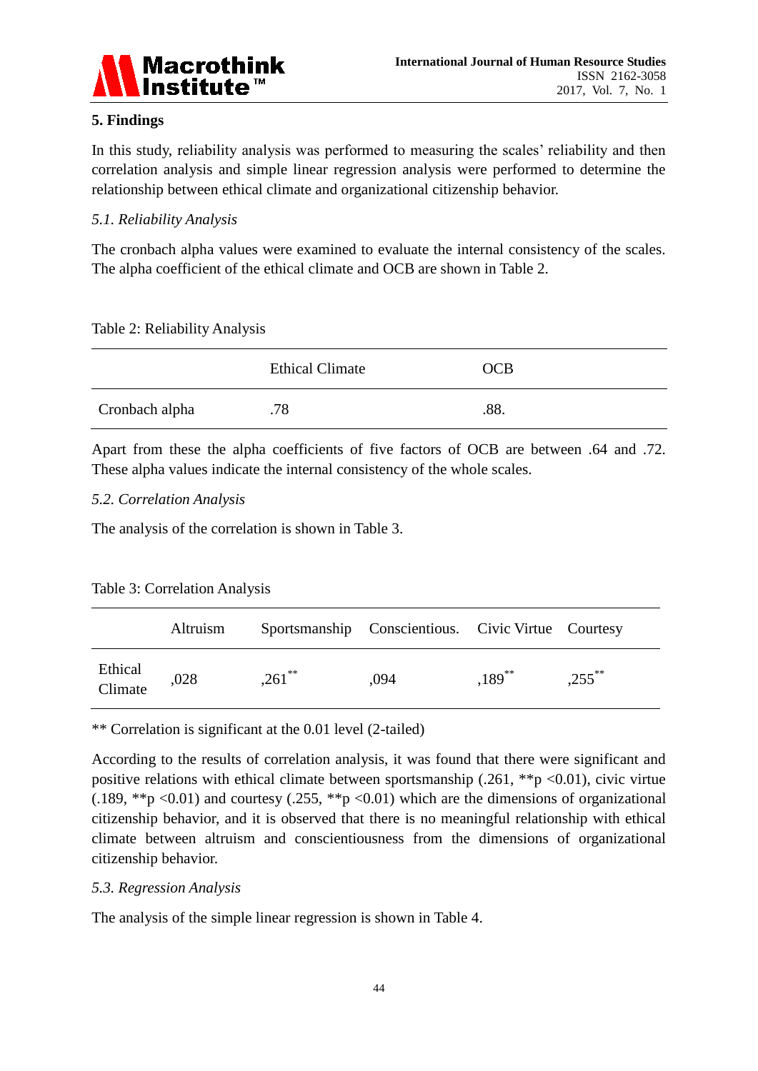## 5. Findings

In this study, reliability analysis was performed to measuring the scales' reliability and then correlation analysis and simple linear regression analysis were performed to determine the relationship between ethical climate and organizational citizenship behavior.

### *5.1. Reliability Analysis*

The cronbach alpha values were examined to evaluate the internal consistency of the scales. The alpha coefficient of the ethical climate and OCB are shown in Table 2.

Table 2: Reliability Analysis

| | Ethical Climate | OCB |
|---|---|---|
| Cronbach alpha | .78 | .88. |

Apart from these the alpha coefficients of five factors of OCB are between .64 and .72. These alpha values indicate the internal consistency of the whole scales.

### *5.2. Correlation Analysis*

The analysis of the correlation is shown in Table 3.

Table 3: Correlation Analysis

| | Altruism | Sportsmanship | Conscientious. | Civic Virtue | Courtesy |
|---|---|---|---|---|---|
| Ethical Climate | ,028 | ,261** | ,094 | ,189** | ,255** |

** Correlation is significant at the 0.01 level (2-tailed)

According to the results of correlation analysis, it was found that there were significant and positive relations with ethical climate between sportsmanship (.261, **p <0.01), civic virtue (.189, **p <0.01) and courtesy (.255, **p <0.01) which are the dimensions of organizational citizenship behavior, and it is observed that there is no meaningful relationship with ethical climate between altruism and conscientiousness from the dimensions of organizational citizenship behavior.

### *5.3. Regression Analysis*

The analysis of the simple linear regression is shown in Table 4.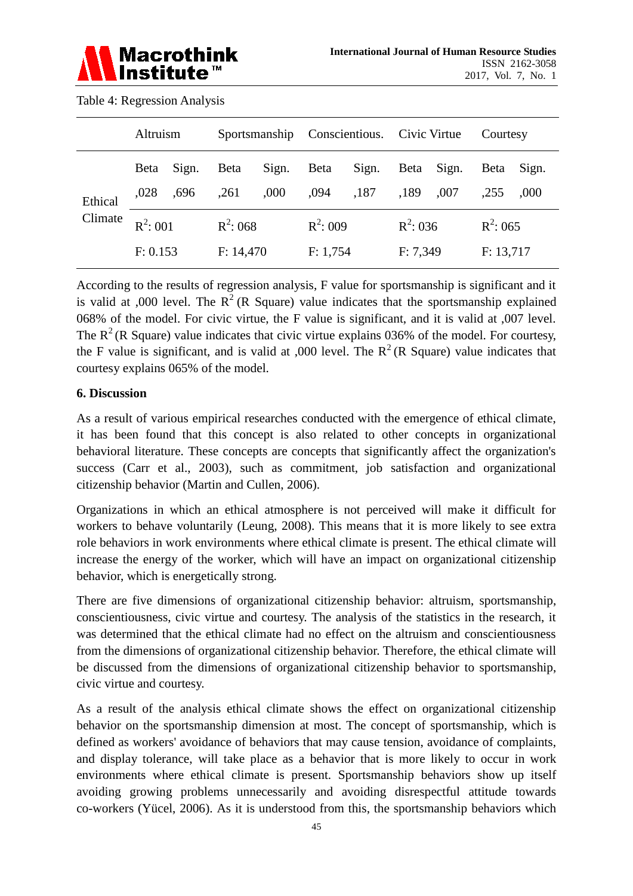Table 4: Regression Analysis

| | Altruism | | Sportsmanship | | Conscientious. | | Civic Virtue | | Courtesy | |
|---|---|---|---|---|---|---|---|---|---|---|
| Ethical Climate | Beta | Sign. | Beta | Sign. | Beta | Sign. | Beta | Sign. | Beta | Sign. |
| | ,028 | ,696 | ,261 | ,000 | ,094 | ,187 | ,189 | ,007 | ,255 | ,000 |
| | $R^2$: 001 | | $R^2$: 068 | | $R^2$: 009 | | $R^2$: 036 | | $R^2$: 065 | |
| | F: 0.153 | | F: 14,470 | | F: 1,754 | | F: 7,349 | | F: 13,717 | |

According to the results of regression analysis, F value for sportsmanship is significant and it is valid at ,000 level. The $R^2$ (R Square) value indicates that the sportsmanship explained 068% of the model. For civic virtue, the F value is significant, and it is valid at ,007 level. The $R^2$ (R Square) value indicates that civic virtue explains 036% of the model. For courtesy, the F value is significant, and is valid at ,000 level. The $R^2$ (R Square) value indicates that courtesy explains 065% of the model.

## 6. Discussion

As a result of various empirical researches conducted with the emergence of ethical climate, it has been found that this concept is also related to other concepts in organizational behavioral literature. These concepts are concepts that significantly affect the organization's success (Carr et al., 2003), such as commitment, job satisfaction and organizational citizenship behavior (Martin and Cullen, 2006).

Organizations in which an ethical atmosphere is not perceived will make it difficult for workers to behave voluntarily (Leung, 2008). This means that it is more likely to see extra role behaviors in work environments where ethical climate is present. The ethical climate will increase the energy of the worker, which will have an impact on organizational citizenship behavior, which is energetically strong.

There are five dimensions of organizational citizenship behavior: altruism, sportsmanship, conscientiousness, civic virtue and courtesy. The analysis of the statistics in the research, it was determined that the ethical climate had no effect on the altruism and conscientiousness from the dimensions of organizational citizenship behavior. Therefore, the ethical climate will be discussed from the dimensions of organizational citizenship behavior to sportsmanship, civic virtue and courtesy.

As a result of the analysis ethical climate shows the effect on organizational citizenship behavior on the sportsmanship dimension at most. The concept of sportsmanship, which is defined as workers' avoidance of behaviors that may cause tension, avoidance of complaints, and display tolerance, will take place as a behavior that is more likely to occur in work environments where ethical climate is present. Sportsmanship behaviors show up itself avoiding growing problems unnecessarily and avoiding disrespectful attitude towards co-workers (Yücel, 2006). As it is understood from this, the sportsmanship behaviors which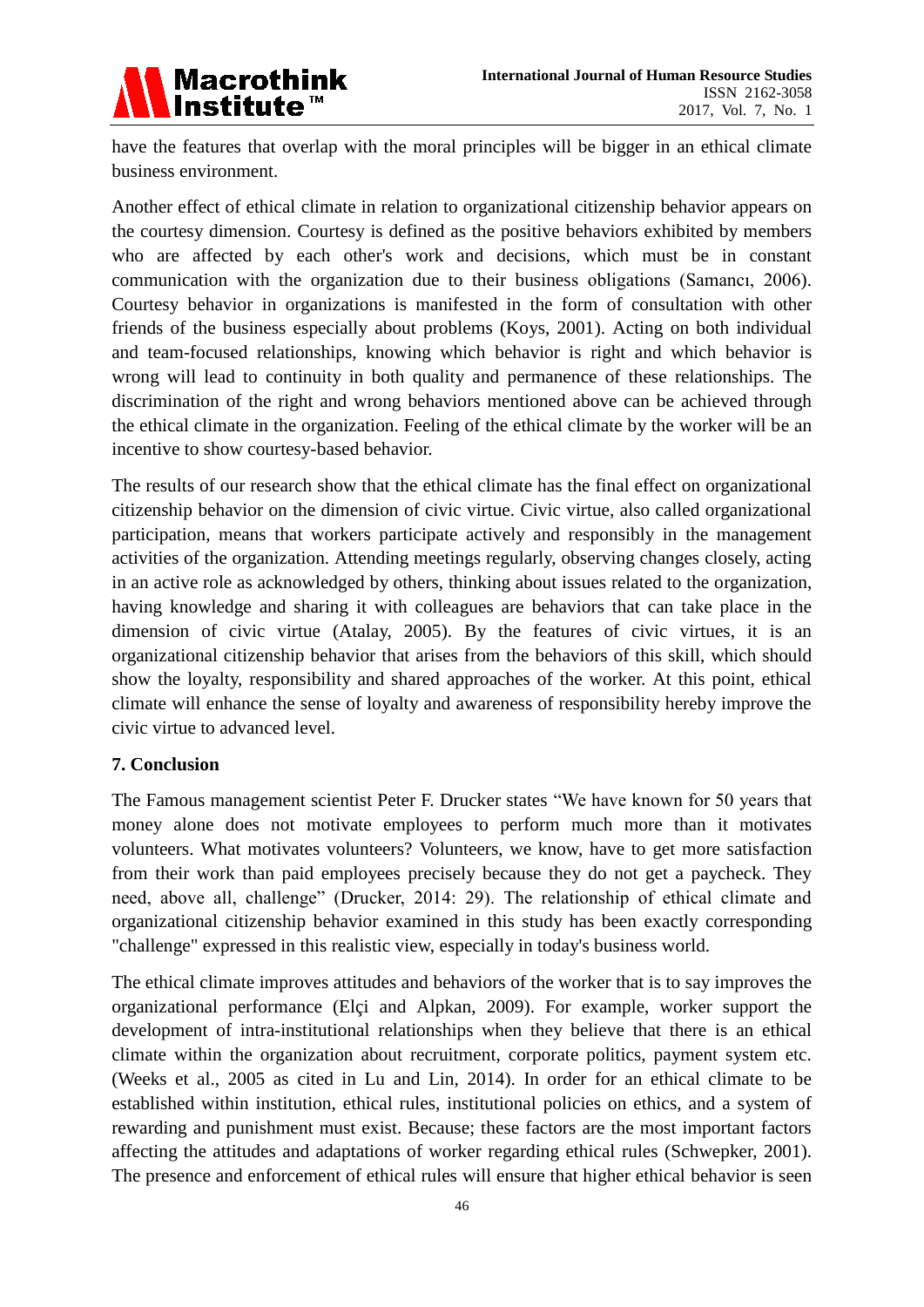have the features that overlap with the moral principles will be bigger in an ethical climate business environment.

Another effect of ethical climate in relation to organizational citizenship behavior appears on the courtesy dimension. Courtesy is defined as the positive behaviors exhibited by members who are affected by each other's work and decisions, which must be in constant communication with the organization due to their business obligations (Samancı, 2006). Courtesy behavior in organizations is manifested in the form of consultation with other friends of the business especially about problems (Koys, 2001). Acting on both individual and team-focused relationships, knowing which behavior is right and which behavior is wrong will lead to continuity in both quality and permanence of these relationships. The discrimination of the right and wrong behaviors mentioned above can be achieved through the ethical climate in the organization. Feeling of the ethical climate by the worker will be an incentive to show courtesy-based behavior.

The results of our research show that the ethical climate has the final effect on organizational citizenship behavior on the dimension of civic virtue. Civic virtue, also called organizational participation, means that workers participate actively and responsibly in the management activities of the organization. Attending meetings regularly, observing changes closely, acting in an active role as acknowledged by others, thinking about issues related to the organization, having knowledge and sharing it with colleagues are behaviors that can take place in the dimension of civic virtue (Atalay, 2005). By the features of civic virtues, it is an organizational citizenship behavior that arises from the behaviors of this skill, which should show the loyalty, responsibility and shared approaches of the worker. At this point, ethical climate will enhance the sense of loyalty and awareness of responsibility hereby improve the civic virtue to advanced level.

## 7. Conclusion

The Famous management scientist Peter F. Drucker states "We have known for 50 years that money alone does not motivate employees to perform much more than it motivates volunteers. What motivates volunteers? Volunteers, we know, have to get more satisfaction from their work than paid employees precisely because they do not get a paycheck. They need, above all, challenge" (Drucker, 2014: 29). The relationship of ethical climate and organizational citizenship behavior examined in this study has been exactly corresponding "challenge" expressed in this realistic view, especially in today's business world.

The ethical climate improves attitudes and behaviors of the worker that is to say improves the organizational performance (Elçi and Alpkan, 2009). For example, worker support the development of intra-institutional relationships when they believe that there is an ethical climate within the organization about recruitment, corporate politics, payment system etc. (Weeks et al., 2005 as cited in Lu and Lin, 2014). In order for an ethical climate to be established within institution, ethical rules, institutional policies on ethics, and a system of rewarding and punishment must exist. Because; these factors are the most important factors affecting the attitudes and adaptations of worker regarding ethical rules (Schwepker, 2001). The presence and enforcement of ethical rules will ensure that higher ethical behavior is seen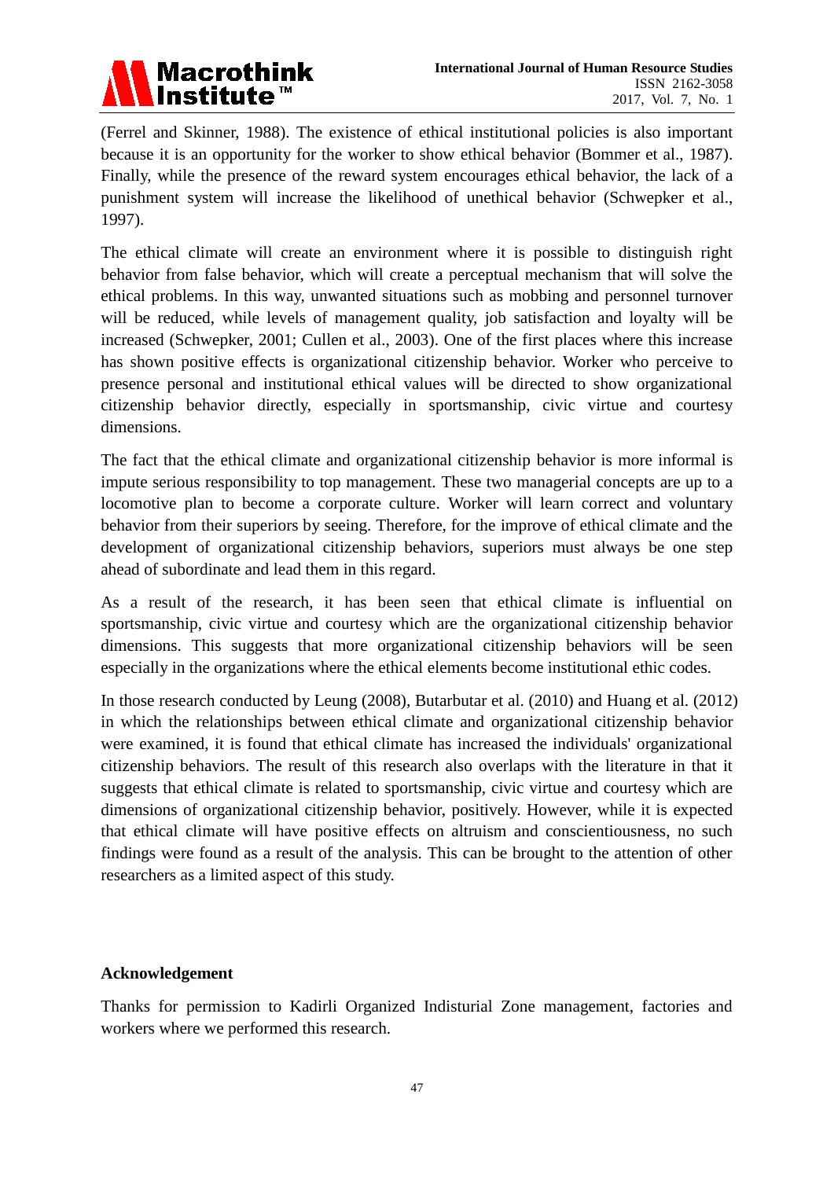(Ferrel and Skinner, 1988). The existence of ethical institutional policies is also important because it is an opportunity for the worker to show ethical behavior (Bommer et al., 1987). Finally, while the presence of the reward system encourages ethical behavior, the lack of a punishment system will increase the likelihood of unethical behavior (Schwepker et al., 1997).

The ethical climate will create an environment where it is possible to distinguish right behavior from false behavior, which will create a perceptual mechanism that will solve the ethical problems. In this way, unwanted situations such as mobbing and personnel turnover will be reduced, while levels of management quality, job satisfaction and loyalty will be increased (Schwepker, 2001; Cullen et al., 2003). One of the first places where this increase has shown positive effects is organizational citizenship behavior. Worker who perceive to presence personal and institutional ethical values will be directed to show organizational citizenship behavior directly, especially in sportsmanship, civic virtue and courtesy dimensions.

The fact that the ethical climate and organizational citizenship behavior is more informal is impute serious responsibility to top management. These two managerial concepts are up to a locomotive plan to become a corporate culture. Worker will learn correct and voluntary behavior from their superiors by seeing. Therefore, for the improve of ethical climate and the development of organizational citizenship behaviors, superiors must always be one step ahead of subordinate and lead them in this regard.

As a result of the research, it has been seen that ethical climate is influential on sportsmanship, civic virtue and courtesy which are the organizational citizenship behavior dimensions. This suggests that more organizational citizenship behaviors will be seen especially in the organizations where the ethical elements become institutional ethic codes.

In those research conducted by Leung (2008), Butarbutar et al. (2010) and Huang et al. (2012) in which the relationships between ethical climate and organizational citizenship behavior were examined, it is found that ethical climate has increased the individuals' organizational citizenship behaviors. The result of this research also overlaps with the literature in that it suggests that ethical climate is related to sportsmanship, civic virtue and courtesy which are dimensions of organizational citizenship behavior, positively. However, while it is expected that ethical climate will have positive effects on altruism and conscientiousness, no such findings were found as a result of the analysis. This can be brought to the attention of other researchers as a limited aspect of this study.

## Acknowledgement

Thanks for permission to Kadirli Organized Indisturial Zone management, factories and workers where we performed this research.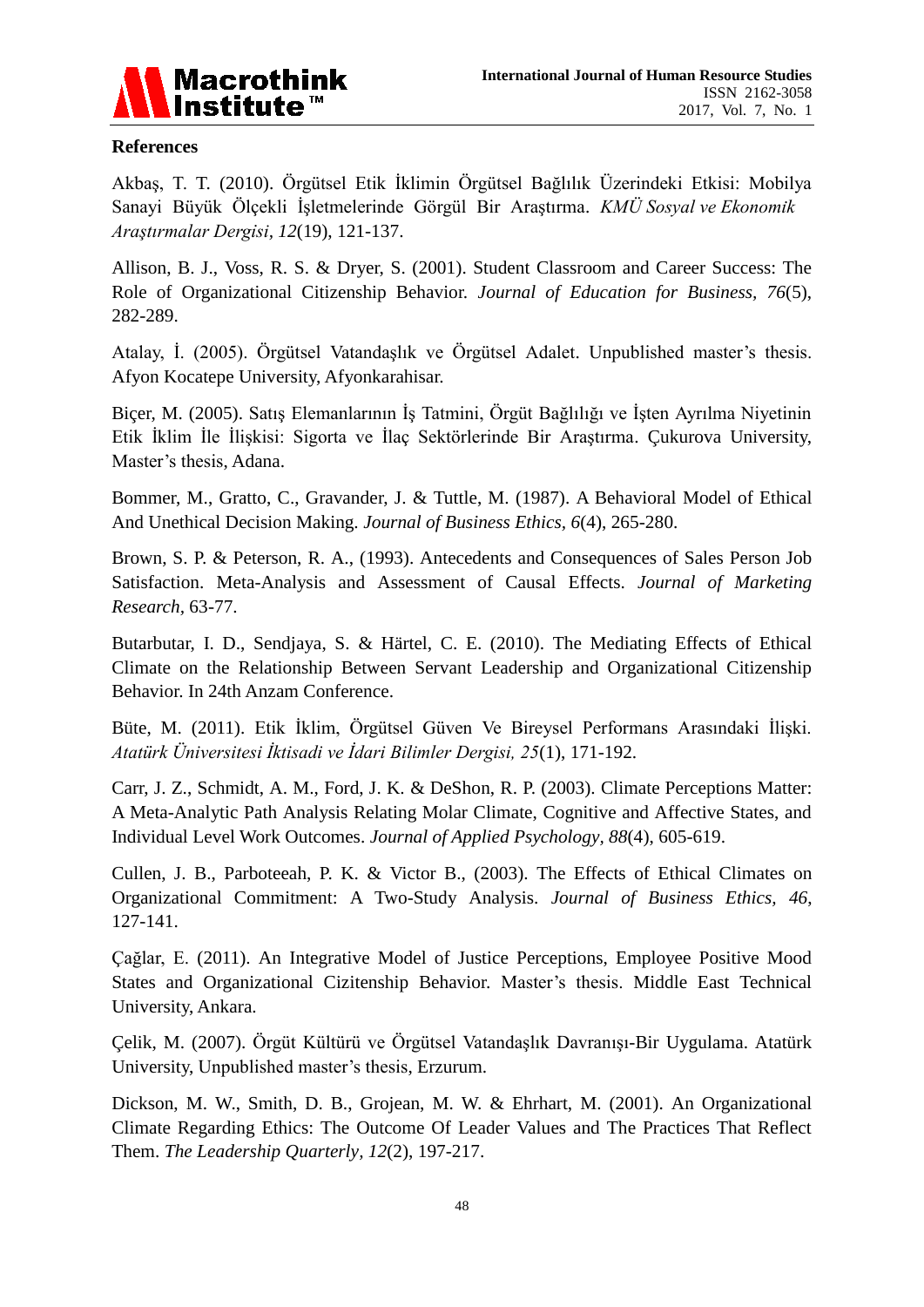## References

Akbaş, T. T. (2010). Örgütsel Etik İklimin Örgütsel Bağlılık Üzerindeki Etkisi: Mobilya Sanayi Büyük Ölçekli İşletmelerinde Görgül Bir Araştırma. *KMÜ Sosyal ve Ekonomik Araştırmalar Dergisi*, *12*(19), 121-137.

Allison, B. J., Voss, R. S. & Dryer, S. (2001). Student Classroom and Career Success: The Role of Organizational Citizenship Behavior. *Journal of Education for Business, 76*(5), 282-289.

Atalay, İ. (2005). Örgütsel Vatandaşlık ve Örgütsel Adalet. Unpublished master's thesis. Afyon Kocatepe University, Afyonkarahisar.

Biçer, M. (2005). Satış Elemanlarının İş Tatmini, Örgüt Bağlılığı ve İşten Ayrılma Niyetinin Etik İklim İle İlişkisi: Sigorta ve İlaç Sektörlerinde Bir Araştırma. Çukurova University, Master's thesis, Adana.

Bommer, M., Gratto, C., Gravander, J. & Tuttle, M. (1987). A Behavioral Model of Ethical And Unethical Decision Making. *Journal of Business Ethics*, *6*(4), 265-280.

Brown, S. P. & Peterson, R. A., (1993). Antecedents and Consequences of Sales Person Job Satisfaction. Meta-Analysis and Assessment of Causal Effects. *Journal of Marketing Research*, 63-77.

Butarbutar, I. D., Sendjaya, S. & Härtel, C. E. (2010). The Mediating Effects of Ethical Climate on the Relationship Between Servant Leadership and Organizational Citizenship Behavior. In 24th Anzam Conference.

Büte, M. (2011). Etik İklim, Örgütsel Güven Ve Bireysel Performans Arasındaki İlişki. *Atatürk Üniversitesi İktisadi ve İdari Bilimler Dergisi, 25*(1), 171-192.

Carr, J. Z., Schmidt, A. M., Ford, J. K. & DeShon, R. P. (2003). Climate Perceptions Matter: A Meta-Analytic Path Analysis Relating Molar Climate, Cognitive and Affective States, and Individual Level Work Outcomes. *Journal of Applied Psychology, 88*(4), 605-619.

Cullen, J. B., Parboteeah, P. K. & Victor B., (2003). The Effects of Ethical Climates on Organizational Commitment: A Two-Study Analysis. *Journal of Business Ethics, 46*, 127-141.

Çağlar, E. (2011). An Integrative Model of Justice Perceptions, Employee Positive Mood States and Organizational Cizitenship Behavior. Master's thesis. Middle East Technical University, Ankara.

Çelik, M. (2007). Örgüt Kültürü ve Örgütsel Vatandaşlık Davranışı-Bir Uygulama. Atatürk University, Unpublished master's thesis, Erzurum.

Dickson, M. W., Smith, D. B., Grojean, M. W. & Ehrhart, M. (2001). An Organizational Climate Regarding Ethics: The Outcome Of Leader Values and The Practices That Reflect Them. *The Leadership Quarterly*, *12*(2), 197-217.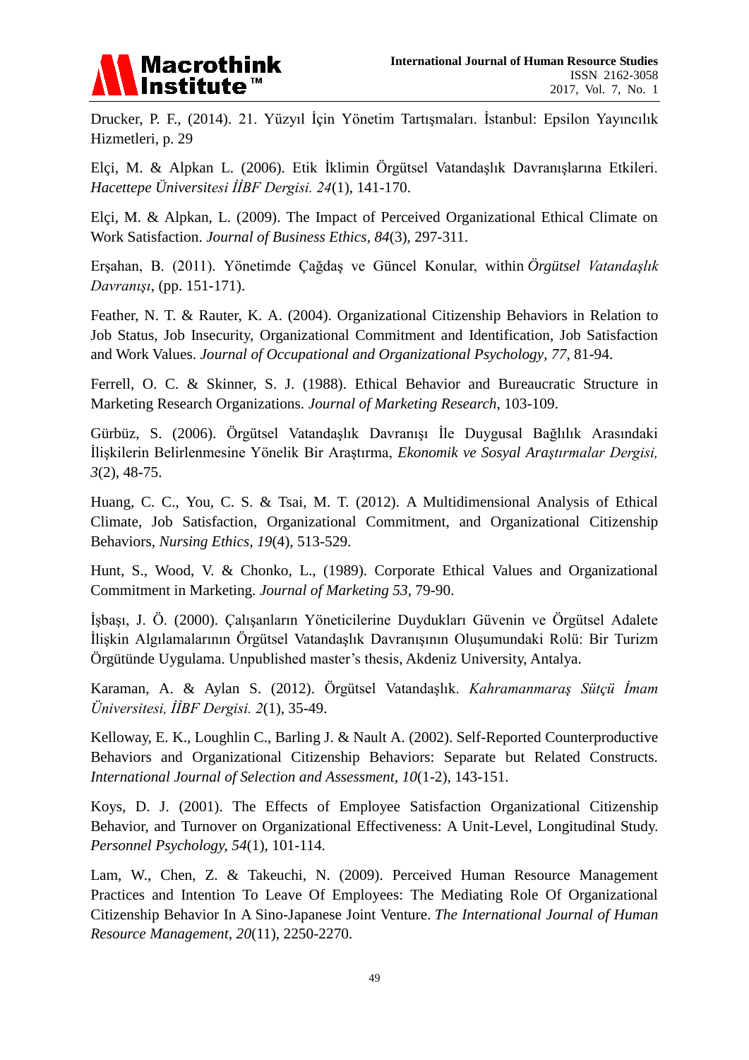Drucker, P. F., (2014). 21. Yüzyıl İçin Yönetim Tartışmaları. İstanbul: Epsilon Yayıncılık Hizmetleri, p. 29

Elçi, M. & Alpkan L. (2006). Etik İklimin Örgütsel Vatandaşlık Davranışlarına Etkileri. *Hacettepe Üniversitesi İİBF Dergisi. 24*(1), 141-170.

Elçi, M. & Alpkan, L. (2009). The Impact of Perceived Organizational Ethical Climate on Work Satisfaction. *Journal of Business Ethics*, *84*(3), 297-311.

Erşahan, B. (2011). Yönetimde Çağdaş ve Güncel Konular, within *Örgütsel Vatandaşlık Davranışı*, (pp. 151-171).

Feather, N. T. & Rauter, K. A. (2004). Organizational Citizenship Behaviors in Relation to Job Status, Job Insecurity, Organizational Commitment and Identification, Job Satisfaction and Work Values. *Journal of Occupational and Organizational Psychology*, *77*, 81-94.

Ferrell, O. C. & Skinner, S. J. (1988). Ethical Behavior and Bureaucratic Structure in Marketing Research Organizations. *Journal of Marketing Research*, 103-109.

Gürbüz, S. (2006). Örgütsel Vatandaşlık Davranışı İle Duygusal Bağlılık Arasındaki İlişkilerin Belirlenmesine Yönelik Bir Araştırma, *Ekonomik ve Sosyal Araştırmalar Dergisi, 3*(2), 48-75.

Huang, C. C., You, C. S. & Tsai, M. T. (2012). A Multidimensional Analysis of Ethical Climate, Job Satisfaction, Organizational Commitment, and Organizational Citizenship Behaviors, *Nursing Ethics, 19*(4), 513-529.

Hunt, S., Wood, V. & Chonko, L., (1989). Corporate Ethical Values and Organizational Commitment in Marketing. *Journal of Marketing 53*, 79-90.

İşbaşı, J. Ö. (2000). Çalışanların Yöneticilerine Duydukları Güvenin ve Örgütsel Adalete İlişkin Algılamalarının Örgütsel Vatandaşlık Davranışının Oluşumundaki Rolü: Bir Turizm Örgütünde Uygulama. Unpublished master's thesis, Akdeniz University, Antalya.

Karaman, A. & Aylan S. (2012). Örgütsel Vatandaşlık. *Kahramanmaraş Sütçü İmam Üniversitesi, İİBF Dergisi. 2*(1), 35-49.

Kelloway, E. K., Loughlin C., Barling J. & Nault A. (2002). Self-Reported Counterproductive Behaviors and Organizational Citizenship Behaviors: Separate but Related Constructs. *International Journal of Selection and Assessment, 10*(1-2), 143-151.

Koys, D. J. (2001). The Effects of Employee Satisfaction Organizational Citizenship Behavior, and Turnover on Organizational Effectiveness: A Unit-Level, Longitudinal Study. *Personnel Psychology, 54*(1), 101-114.

Lam, W., Chen, Z. & Takeuchi, N. (2009). Perceived Human Resource Management Practices and Intention To Leave Of Employees: The Mediating Role Of Organizational Citizenship Behavior In A Sino-Japanese Joint Venture. *The International Journal of Human Resource Management, 20*(11), 2250-2270.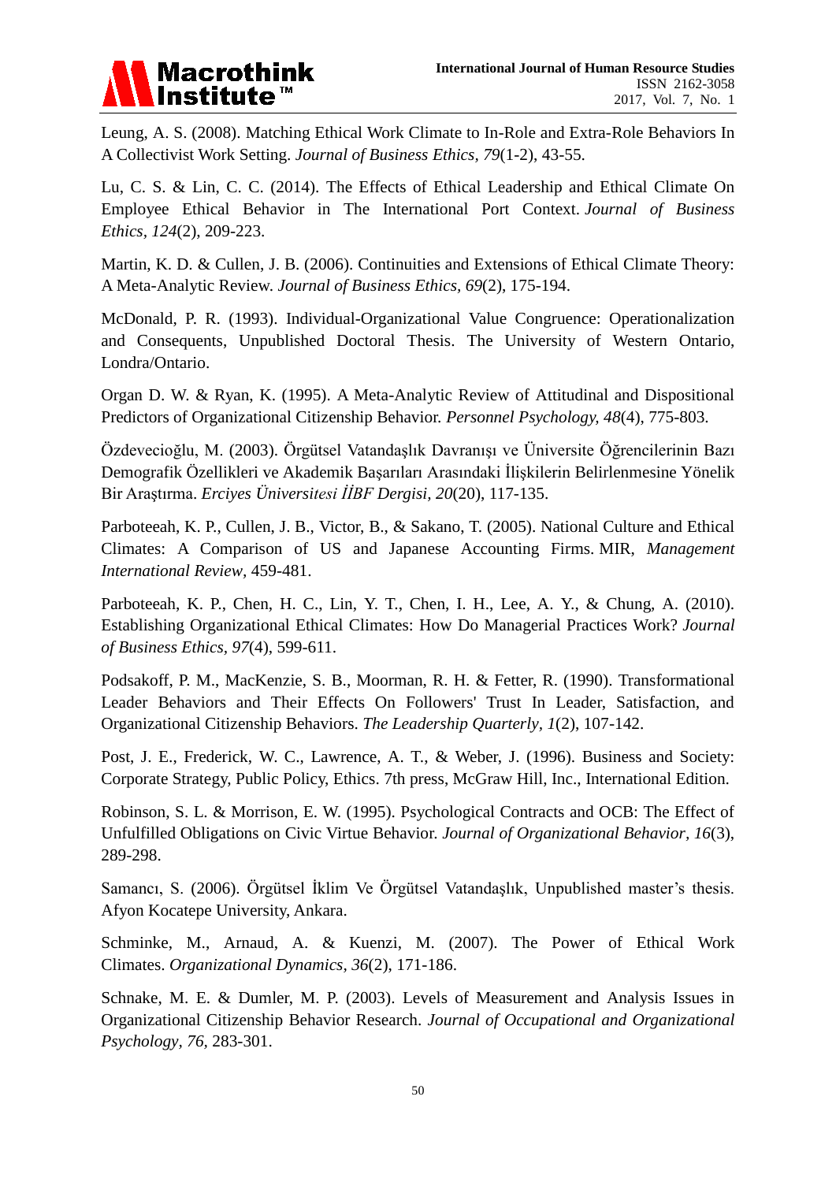Leung, A. S. (2008). Matching Ethical Work Climate to In-Role and Extra-Role Behaviors In A Collectivist Work Setting. *Journal of Business Ethics, 79*(1-2), 43-55.

Lu, C. S. & Lin, C. C. (2014). The Effects of Ethical Leadership and Ethical Climate On Employee Ethical Behavior in The International Port Context. *Journal of Business Ethics, 124*(2), 209-223.

Martin, K. D. & Cullen, J. B. (2006). Continuities and Extensions of Ethical Climate Theory: A Meta-Analytic Review. *Journal of Business Ethics, 69*(2), 175-194.

McDonald, P. R. (1993). Individual-Organizational Value Congruence: Operationalization and Consequents, Unpublished Doctoral Thesis. The University of Western Ontario, Londra/Ontario.

Organ D. W. & Ryan, K. (1995). A Meta-Analytic Review of Attitudinal and Dispositional Predictors of Organizational Citizenship Behavior. *Personnel Psychology, 48*(4), 775-803.

Özdevecioğlu, M. (2003). Örgütsel Vatandaşlık Davranışı ve Üniversite Öğrencilerinin Bazı Demografik Özellikleri ve Akademik Başarıları Arasındaki İlişkilerin Belirlenmesine Yönelik Bir Araştırma. *Erciyes Üniversitesi İİBF Dergisi, 20*(20), 117-135.

Parboteeah, K. P., Cullen, J. B., Victor, B., & Sakano, T. (2005). National Culture and Ethical Climates: A Comparison of US and Japanese Accounting Firms. MIR, *Management International Review*, 459-481.

Parboteeah, K. P., Chen, H. C., Lin, Y. T., Chen, I. H., Lee, A. Y., & Chung, A. (2010). Establishing Organizational Ethical Climates: How Do Managerial Practices Work? *Journal of Business Ethics, 97*(4), 599-611.

Podsakoff, P. M., MacKenzie, S. B., Moorman, R. H. & Fetter, R. (1990). Transformational Leader Behaviors and Their Effects On Followers' Trust In Leader, Satisfaction, and Organizational Citizenship Behaviors. *The Leadership Quarterly, 1*(2), 107-142.

Post, J. E., Frederick, W. C., Lawrence, A. T., & Weber, J. (1996). Business and Society: Corporate Strategy, Public Policy, Ethics. 7th press, McGraw Hill, Inc., International Edition.

Robinson, S. L. & Morrison, E. W. (1995). Psychological Contracts and OCB: The Effect of Unfulfilled Obligations on Civic Virtue Behavior. *Journal of Organizational Behavior, 16*(3), 289-298.

Samancı, S. (2006). Örgütsel İklim Ve Örgütsel Vatandaşlık, Unpublished master's thesis. Afyon Kocatepe University, Ankara.

Schminke, M., Arnaud, A. & Kuenzi, M. (2007). The Power of Ethical Work Climates. *Organizational Dynamics, 36*(2), 171-186.

Schnake, M. E. & Dumler, M. P. (2003). Levels of Measurement and Analysis Issues in Organizational Citizenship Behavior Research. *Journal of Occupational and Organizational Psychology, 76*, 283-301.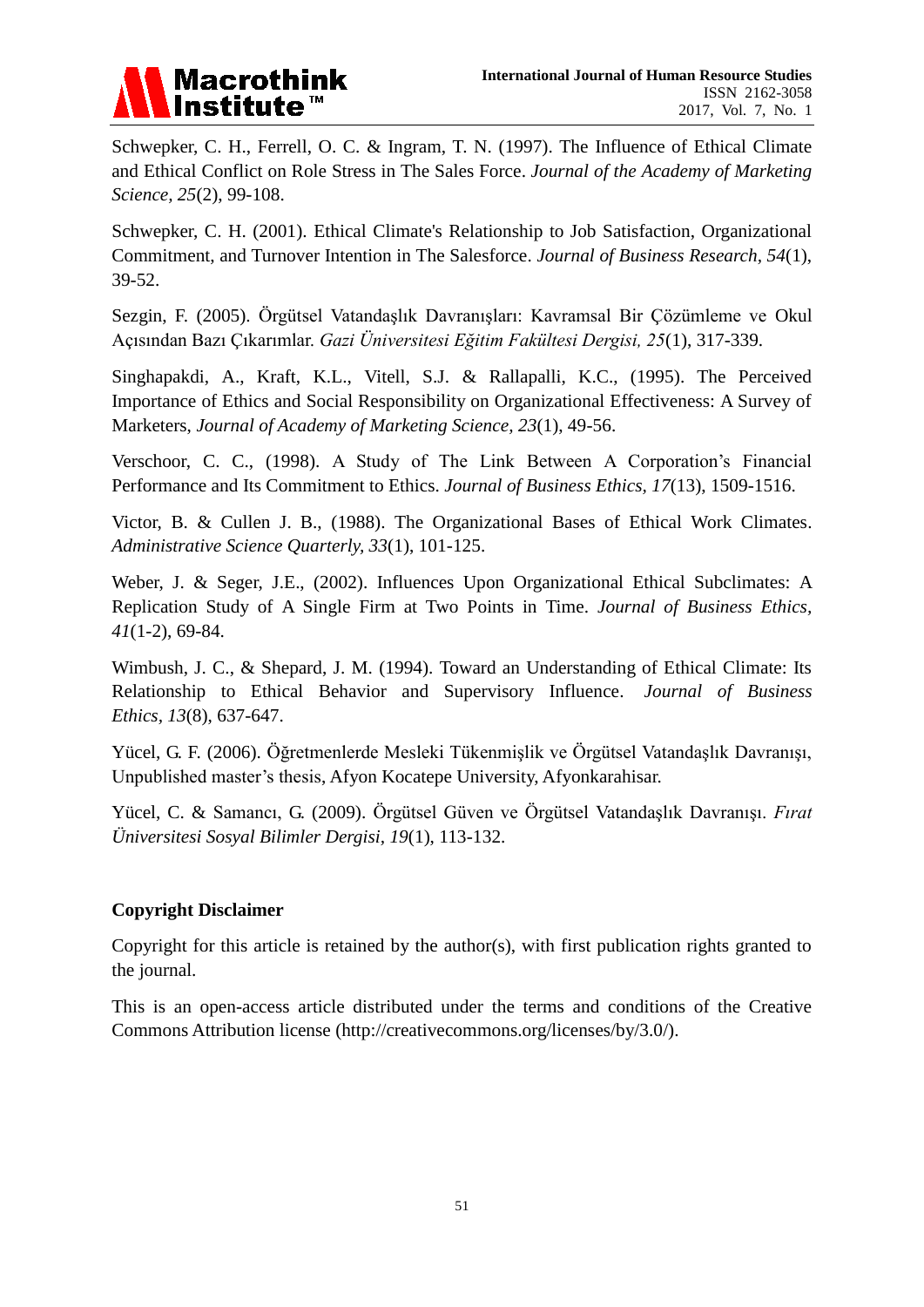Schwepker, C. H., Ferrell, O. C. & Ingram, T. N. (1997). The Influence of Ethical Climate and Ethical Conflict on Role Stress in The Sales Force. *Journal of the Academy of Marketing Science, 25*(2), 99-108.

Schwepker, C. H. (2001). Ethical Climate's Relationship to Job Satisfaction, Organizational Commitment, and Turnover Intention in The Salesforce. *Journal of Business Research, 54*(1), 39-52.

Sezgin, F. (2005). Örgütsel Vatandaşlık Davranışları: Kavramsal Bir Çözümleme ve Okul Açısından Bazı Çıkarımlar. *Gazi Üniversitesi Eğitim Fakültesi Dergisi, 25*(1), 317-339.

Singhapakdi, A., Kraft, K.L., Vitell, S.J. & Rallapalli, K.C., (1995). The Perceived Importance of Ethics and Social Responsibility on Organizational Effectiveness: A Survey of Marketers, *Journal of Academy of Marketing Science, 23*(1), 49-56.

Verschoor, C. C., (1998). A Study of The Link Between A Corporation's Financial Performance and Its Commitment to Ethics. *Journal of Business Ethics, 17*(13), 1509-1516.

Victor, B. & Cullen J. B., (1988). The Organizational Bases of Ethical Work Climates. *Administrative Science Quarterly, 33*(1), 101-125.

Weber, J. & Seger, J.E., (2002). Influences Upon Organizational Ethical Subclimates: A Replication Study of A Single Firm at Two Points in Time. *Journal of Business Ethics, 41*(1-2), 69-84.

Wimbush, J. C., & Shepard, J. M. (1994). Toward an Understanding of Ethical Climate: Its Relationship to Ethical Behavior and Supervisory Influence. *Journal of Business Ethics, 13*(8), 637-647.

Yücel, G. F. (2006). Öğretmenlerde Mesleki Tükenmişlik ve Örgütsel Vatandaşlık Davranışı, Unpublished master's thesis, Afyon Kocatepe University, Afyonkarahisar.

Yücel, C. & Samancı, G. (2009). Örgütsel Güven ve Örgütsel Vatandaşlık Davranışı. *Fırat Üniversitesi Sosyal Bilimler Dergisi, 19*(1), 113-132.

## Copyright Disclaimer

Copyright for this article is retained by the author(s), with first publication rights granted to the journal.

This is an open-access article distributed under the terms and conditions of the Creative Commons Attribution license (http://creativecommons.org/licenses/by/3.0/).